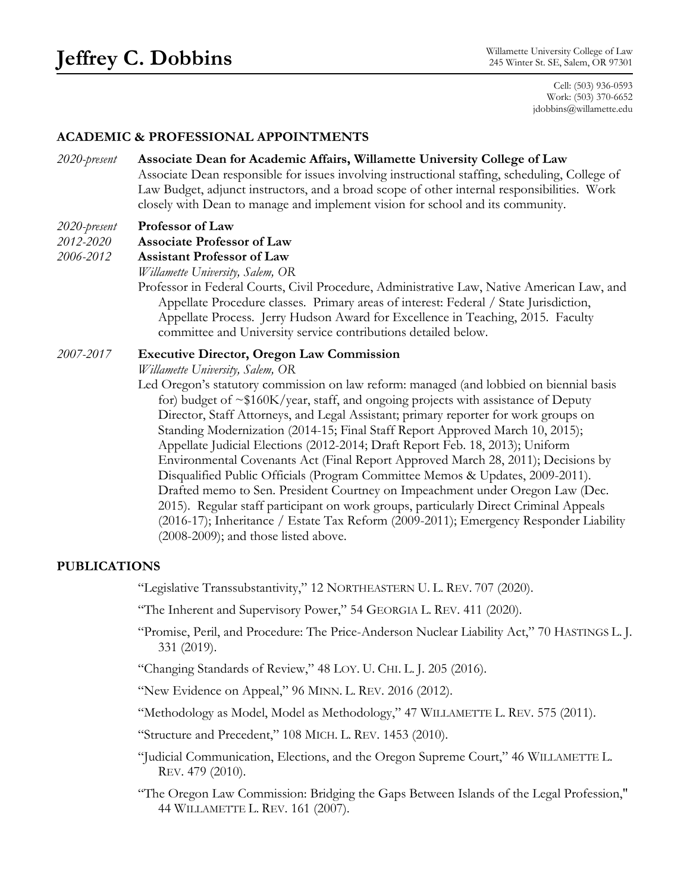# Jeffrey C. Dobbins

Willamette University College of Law
245 Winter St. SE, Salem, OR 97301

Cell: (503) 936-0593
Work: (503) 370-6652
jdobbins@willamette.edu

## ACADEMIC & PROFESSIONAL APPOINTMENTS

*2020-present* **Associate Dean for Academic Affairs, Willamette University College of Law**
Associate Dean responsible for issues involving instructional staffing, scheduling, College of Law Budget, adjunct instructors, and a broad scope of other internal responsibilities. Work closely with Dean to manage and implement vision for school and its community.

*2020-present* **Professor of Law**
*2012-2020* **Associate Professor of Law**
*2006-2012* **Assistant Professor of Law**
*Willamette University, Salem, OR*
Professor in Federal Courts, Civil Procedure, Administrative Law, Native American Law, and Appellate Procedure classes. Primary areas of interest: Federal / State Jurisdiction, Appellate Process. Jerry Hudson Award for Excellence in Teaching, 2015. Faculty committee and University service contributions detailed below.

*2007-2017* **Executive Director, Oregon Law Commission**
*Willamette University, Salem, OR*
Led Oregon's statutory commission on law reform: managed (and lobbied on biennial basis for) budget of ~$160K/year, staff, and ongoing projects with assistance of Deputy Director, Staff Attorneys, and Legal Assistant; primary reporter for work groups on Standing Modernization (2014-15; Final Staff Report Approved March 10, 2015); Appellate Judicial Elections (2012-2014; Draft Report Feb. 18, 2013); Uniform Environmental Covenants Act (Final Report Approved March 28, 2011); Decisions by Disqualified Public Officials (Program Committee Memos & Updates, 2009-2011). Drafted memo to Sen. President Courtney on Impeachment under Oregon Law (Dec. 2015). Regular staff participant on work groups, particularly Direct Criminal Appeals (2016-17); Inheritance / Estate Tax Reform (2009-2011); Emergency Responder Liability (2008-2009); and those listed above.

## PUBLICATIONS

"Legislative Transsubstantivity," 12 NORTHEASTERN U. L. REV. 707 (2020).

"The Inherent and Supervisory Power," 54 GEORGIA L. REV. 411 (2020).

"Promise, Peril, and Procedure: The Price-Anderson Nuclear Liability Act," 70 HASTINGS L. J. 331 (2019).

"Changing Standards of Review," 48 LOY. U. CHI. L. J. 205 (2016).

"New Evidence on Appeal," 96 MINN. L. REV. 2016 (2012).

"Methodology as Model, Model as Methodology," 47 WILLAMETTE L. REV. 575 (2011).

"Structure and Precedent," 108 MICH. L. REV. 1453 (2010).

"Judicial Communication, Elections, and the Oregon Supreme Court," 46 WILLAMETTE L. REV. 479 (2010).

"The Oregon Law Commission: Bridging the Gaps Between Islands of the Legal Profession," 44 WILLAMETTE L. REV. 161 (2007).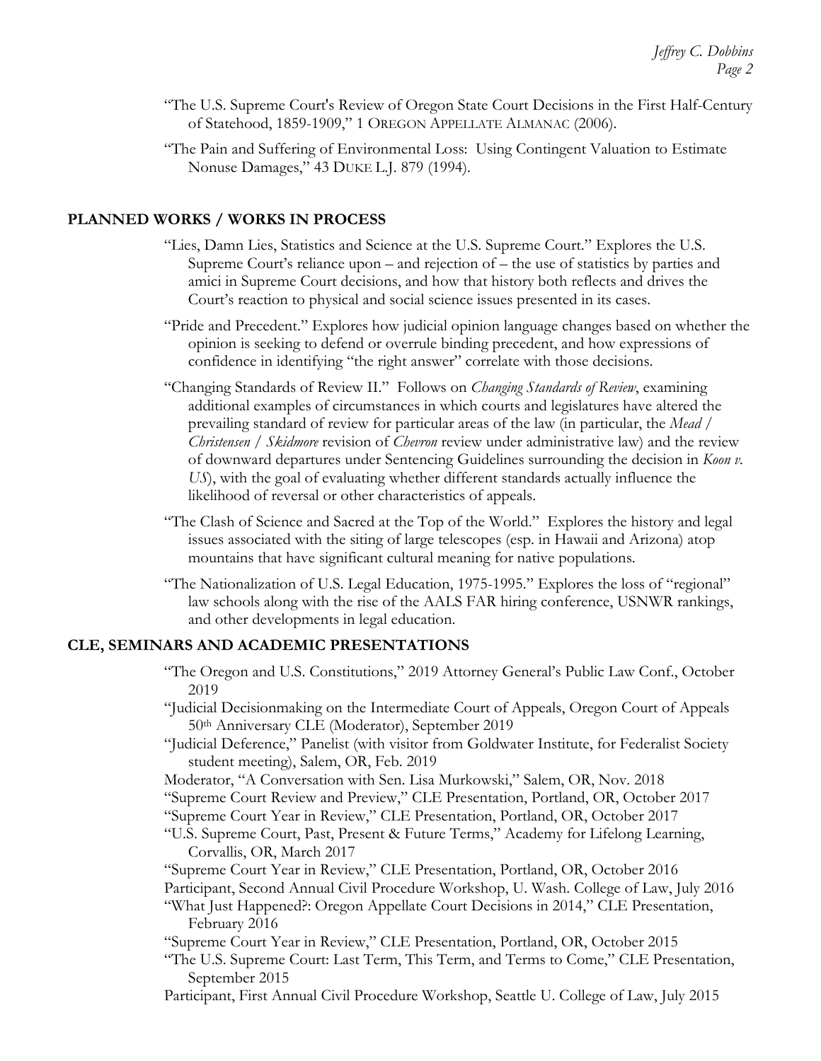"The U.S. Supreme Court's Review of Oregon State Court Decisions in the First Half-Century of Statehood, 1859-1909," 1 OREGON APPELLATE ALMANAC (2006).

"The Pain and Suffering of Environmental Loss: Using Contingent Valuation to Estimate Nonuse Damages," 43 DUKE L.J. 879 (1994).

## PLANNED WORKS / WORKS IN PROCESS

"Lies, Damn Lies, Statistics and Science at the U.S. Supreme Court." Explores the U.S. Supreme Court's reliance upon – and rejection of – the use of statistics by parties and amici in Supreme Court decisions, and how that history both reflects and drives the Court's reaction to physical and social science issues presented in its cases.

"Pride and Precedent." Explores how judicial opinion language changes based on whether the opinion is seeking to defend or overrule binding precedent, and how expressions of confidence in identifying "the right answer" correlate with those decisions.

"Changing Standards of Review II." Follows on *Changing Standards of Review*, examining additional examples of circumstances in which courts and legislatures have altered the prevailing standard of review for particular areas of the law (in particular, the *Mead / Christensen / Skidmore* revision of *Chevron* review under administrative law) and the review of downward departures under Sentencing Guidelines surrounding the decision in *Koon v. US*), with the goal of evaluating whether different standards actually influence the likelihood of reversal or other characteristics of appeals.

"The Clash of Science and Sacred at the Top of the World." Explores the history and legal issues associated with the siting of large telescopes (esp. in Hawaii and Arizona) atop mountains that have significant cultural meaning for native populations.

"The Nationalization of U.S. Legal Education, 1975-1995." Explores the loss of "regional" law schools along with the rise of the AALS FAR hiring conference, USNWR rankings, and other developments in legal education.

## CLE, SEMINARS AND ACADEMIC PRESENTATIONS

"The Oregon and U.S. Constitutions," 2019 Attorney General's Public Law Conf., October 2019

"Judicial Decisionmaking on the Intermediate Court of Appeals, Oregon Court of Appeals 50th Anniversary CLE (Moderator), September 2019

"Judicial Deference," Panelist (with visitor from Goldwater Institute, for Federalist Society student meeting), Salem, OR, Feb. 2019

Moderator, "A Conversation with Sen. Lisa Murkowski," Salem, OR, Nov. 2018

"Supreme Court Review and Preview," CLE Presentation, Portland, OR, October 2017

"Supreme Court Year in Review," CLE Presentation, Portland, OR, October 2017

"U.S. Supreme Court, Past, Present & Future Terms," Academy for Lifelong Learning, Corvallis, OR, March 2017

"Supreme Court Year in Review," CLE Presentation, Portland, OR, October 2016

Participant, Second Annual Civil Procedure Workshop, U. Wash. College of Law, July 2016

"What Just Happened?: Oregon Appellate Court Decisions in 2014," CLE Presentation, February 2016

"Supreme Court Year in Review," CLE Presentation, Portland, OR, October 2015

"The U.S. Supreme Court: Last Term, This Term, and Terms to Come," CLE Presentation, September 2015

Participant, First Annual Civil Procedure Workshop, Seattle U. College of Law, July 2015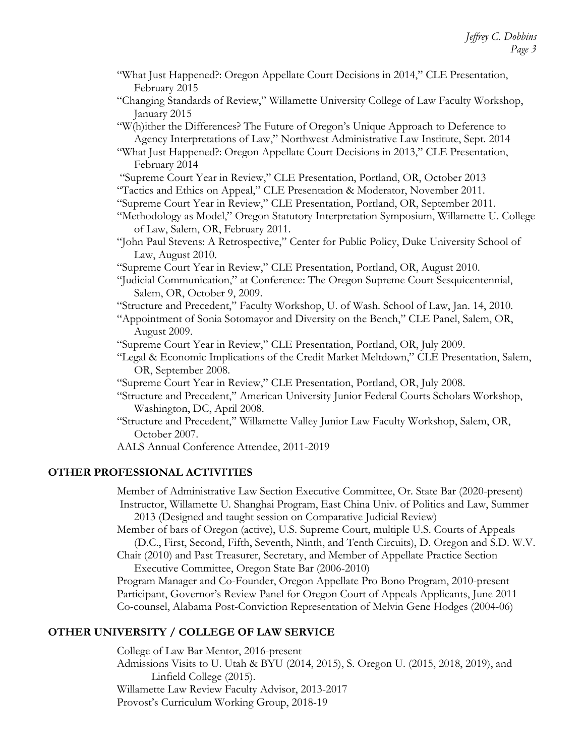"What Just Happened?: Oregon Appellate Court Decisions in 2014," CLE Presentation, February 2015

"Changing Standards of Review," Willamette University College of Law Faculty Workshop, January 2015

"W(h)ither the Differences? The Future of Oregon's Unique Approach to Deference to Agency Interpretations of Law," Northwest Administrative Law Institute, Sept. 2014

"What Just Happened?: Oregon Appellate Court Decisions in 2013," CLE Presentation, February 2014

"Supreme Court Year in Review," CLE Presentation, Portland, OR, October 2013

"Tactics and Ethics on Appeal," CLE Presentation & Moderator, November 2011.

"Supreme Court Year in Review," CLE Presentation, Portland, OR, September 2011.

"Methodology as Model," Oregon Statutory Interpretation Symposium, Willamette U. College of Law, Salem, OR, February 2011.

"John Paul Stevens: A Retrospective," Center for Public Policy, Duke University School of Law, August 2010.

"Supreme Court Year in Review," CLE Presentation, Portland, OR, August 2010.

"Judicial Communication," at Conference: The Oregon Supreme Court Sesquicentennial, Salem, OR, October 9, 2009.

"Structure and Precedent," Faculty Workshop, U. of Wash. School of Law, Jan. 14, 2010.

"Appointment of Sonia Sotomayor and Diversity on the Bench," CLE Panel, Salem, OR, August 2009.

"Supreme Court Year in Review," CLE Presentation, Portland, OR, July 2009.

"Legal & Economic Implications of the Credit Market Meltdown," CLE Presentation, Salem, OR, September 2008.

"Supreme Court Year in Review," CLE Presentation, Portland, OR, July 2008.

"Structure and Precedent," American University Junior Federal Courts Scholars Workshop, Washington, DC, April 2008.

"Structure and Precedent," Willamette Valley Junior Law Faculty Workshop, Salem, OR, October 2007.

AALS Annual Conference Attendee, 2011-2019

## OTHER PROFESSIONAL ACTIVITIES

Member of Administrative Law Section Executive Committee, Or. State Bar (2020-present)

Instructor, Willamette U. Shanghai Program, East China Univ. of Politics and Law, Summer 2013 (Designed and taught session on Comparative Judicial Review)

Member of bars of Oregon (active), U.S. Supreme Court, multiple U.S. Courts of Appeals (D.C., First, Second, Fifth, Seventh, Ninth, and Tenth Circuits), D. Oregon and S.D. W.V.

Chair (2010) and Past Treasurer, Secretary, and Member of Appellate Practice Section Executive Committee, Oregon State Bar (2006-2010)

Program Manager and Co-Founder, Oregon Appellate Pro Bono Program, 2010-present

Participant, Governor's Review Panel for Oregon Court of Appeals Applicants, June 2011

Co-counsel, Alabama Post-Conviction Representation of Melvin Gene Hodges (2004-06)

## OTHER UNIVERSITY / COLLEGE OF LAW SERVICE

College of Law Bar Mentor, 2016-present

Admissions Visits to U. Utah & BYU (2014, 2015), S. Oregon U. (2015, 2018, 2019), and Linfield College (2015).

Willamette Law Review Faculty Advisor, 2013-2017

Provost's Curriculum Working Group, 2018-19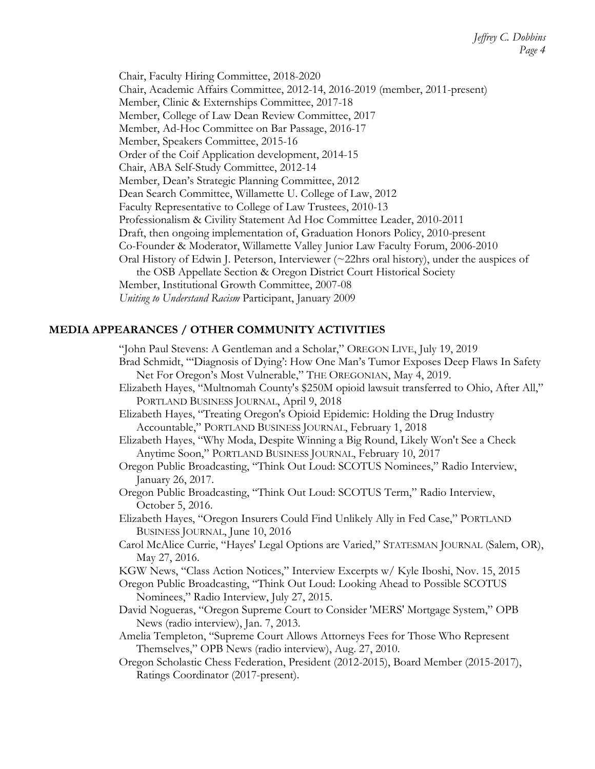Chair, Faculty Hiring Committee, 2018-2020
Chair, Academic Affairs Committee, 2012-14, 2016-2019 (member, 2011-present)
Member, Clinic & Externships Committee, 2017-18
Member, College of Law Dean Review Committee, 2017
Member, Ad-Hoc Committee on Bar Passage, 2016-17
Member, Speakers Committee, 2015-16
Order of the Coif Application development, 2014-15
Chair, ABA Self-Study Committee, 2012-14
Member, Dean's Strategic Planning Committee, 2012
Dean Search Committee, Willamette U. College of Law, 2012
Faculty Representative to College of Law Trustees, 2010-13
Professionalism & Civility Statement Ad Hoc Committee Leader, 2010-2011
Draft, then ongoing implementation of, Graduation Honors Policy, 2010-present
Co-Founder & Moderator, Willamette Valley Junior Law Faculty Forum, 2006-2010
Oral History of Edwin J. Peterson, Interviewer (~22hrs oral history), under the auspices of the OSB Appellate Section & Oregon District Court Historical Society
Member, Institutional Growth Committee, 2007-08
*Uniting to Understand Racism* Participant, January 2009

## MEDIA APPEARANCES / OTHER COMMUNITY ACTIVITIES

"John Paul Stevens: A Gentleman and a Scholar," OREGON LIVE, July 19, 2019

Brad Schmidt, "'Diagnosis of Dying': How One Man's Tumor Exposes Deep Flaws In Safety Net For Oregon's Most Vulnerable," THE OREGONIAN, May 4, 2019.

Elizabeth Hayes, "Multnomah County's $250M opioid lawsuit transferred to Ohio, After All," PORTLAND BUSINESS JOURNAL, April 9, 2018

Elizabeth Hayes, "Treating Oregon's Opioid Epidemic: Holding the Drug Industry Accountable," PORTLAND BUSINESS JOURNAL, February 1, 2018

Elizabeth Hayes, "Why Moda, Despite Winning a Big Round, Likely Won't See a Check Anytime Soon," PORTLAND BUSINESS JOURNAL, February 10, 2017

Oregon Public Broadcasting, "Think Out Loud: SCOTUS Nominees," Radio Interview, January 26, 2017.

Oregon Public Broadcasting, "Think Out Loud: SCOTUS Term," Radio Interview, October 5, 2016.

Elizabeth Hayes, "Oregon Insurers Could Find Unlikely Ally in Fed Case," PORTLAND BUSINESS JOURNAL, June 10, 2016

Carol McAlice Currie, "Hayes' Legal Options are Varied," STATESMAN JOURNAL (Salem, OR), May 27, 2016.

KGW News, "Class Action Notices," Interview Excerpts w/ Kyle Iboshi, Nov. 15, 2015

Oregon Public Broadcasting, "Think Out Loud: Looking Ahead to Possible SCOTUS Nominees," Radio Interview, July 27, 2015.

David Nogueras, "Oregon Supreme Court to Consider 'MERS' Mortgage System," OPB News (radio interview), Jan. 7, 2013.

Amelia Templeton, "Supreme Court Allows Attorneys Fees for Those Who Represent Themselves," OPB News (radio interview), Aug. 27, 2010.

Oregon Scholastic Chess Federation, President (2012-2015), Board Member (2015-2017), Ratings Coordinator (2017-present).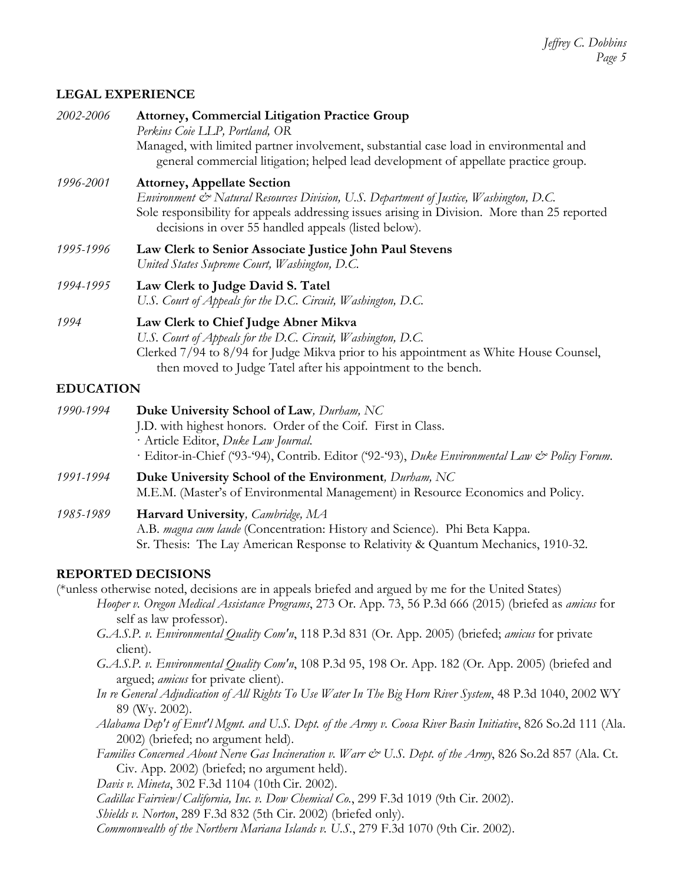## LEGAL EXPERIENCE

*2002-2006* **Attorney, Commercial Litigation Practice Group**
*Perkins Coie LLP, Portland, OR*
Managed, with limited partner involvement, substantial case load in environmental and general commercial litigation; helped lead development of appellate practice group.

*1996-2001* **Attorney, Appellate Section**
*Environment & Natural Resources Division, U.S. Department of Justice, Washington, D.C.*
Sole responsibility for appeals addressing issues arising in Division. More than 25 reported decisions in over 55 handled appeals (listed below).

*1995-1996* **Law Clerk to Senior Associate Justice John Paul Stevens**
*United States Supreme Court, Washington, D.C.*

*1994-1995* **Law Clerk to Judge David S. Tatel**
*U.S. Court of Appeals for the D.C. Circuit, Washington, D.C.*

*1994* **Law Clerk to Chief Judge Abner Mikva**
*U.S. Court of Appeals for the D.C. Circuit, Washington, D.C.*
Clerked 7/94 to 8/94 for Judge Mikva prior to his appointment as White House Counsel, then moved to Judge Tatel after his appointment to the bench.

## EDUCATION

*1990-1994* **Duke University School of Law**, *Durham, NC*
J.D. with highest honors. Order of the Coif. First in Class.
· Article Editor, *Duke Law Journal*.
· Editor-in-Chief ('93-'94), Contrib. Editor ('92-'93), *Duke Environmental Law & Policy Forum*.

*1991-1994* **Duke University School of the Environment**, *Durham, NC*
M.E.M. (Master's of Environmental Management) in Resource Economics and Policy.

*1985-1989* **Harvard University**, *Cambridge, MA*
A.B. *magna cum laude* (Concentration: History and Science). Phi Beta Kappa.
Sr. Thesis: The Lay American Response to Relativity & Quantum Mechanics, 1910-32.

## REPORTED DECISIONS

(*unless otherwise noted, decisions are in appeals briefed and argued by me for the United States)

- *Hooper v. Oregon Medical Assistance Programs*, 273 Or. App. 73, 56 P.3d 666 (2015) (briefed as *amicus* for self as law professor).
- *G.A.S.P. v. Environmental Quality Com'n*, 118 P.3d 831 (Or. App. 2005) (briefed; *amicus* for private client).
- *G.A.S.P. v. Environmental Quality Com'n*, 108 P.3d 95, 198 Or. App. 182 (Or. App. 2005) (briefed and argued; *amicus* for private client).
- *In re General Adjudication of All Rights To Use Water In The Big Horn River System*, 48 P.3d 1040, 2002 WY 89 (Wy. 2002).
- *Alabama Dep't of Envt'l Mgmt. and U.S. Dept. of the Army v. Coosa River Basin Initiative*, 826 So.2d 111 (Ala. 2002) (briefed; no argument held).
- *Families Concerned About Nerve Gas Incineration v. Warr & U.S. Dept. of the Army*, 826 So.2d 857 (Ala. Ct. Civ. App. 2002) (briefed; no argument held).
- *Davis v. Mineta*, 302 F.3d 1104 (10th Cir. 2002).
- *Cadillac Fairview/California, Inc. v. Dow Chemical Co.*, 299 F.3d 1019 (9th Cir. 2002).
- *Shields v. Norton*, 289 F.3d 832 (5th Cir. 2002) (briefed only).
- *Commonwealth of the Northern Mariana Islands v. U.S.*, 279 F.3d 1070 (9th Cir. 2002).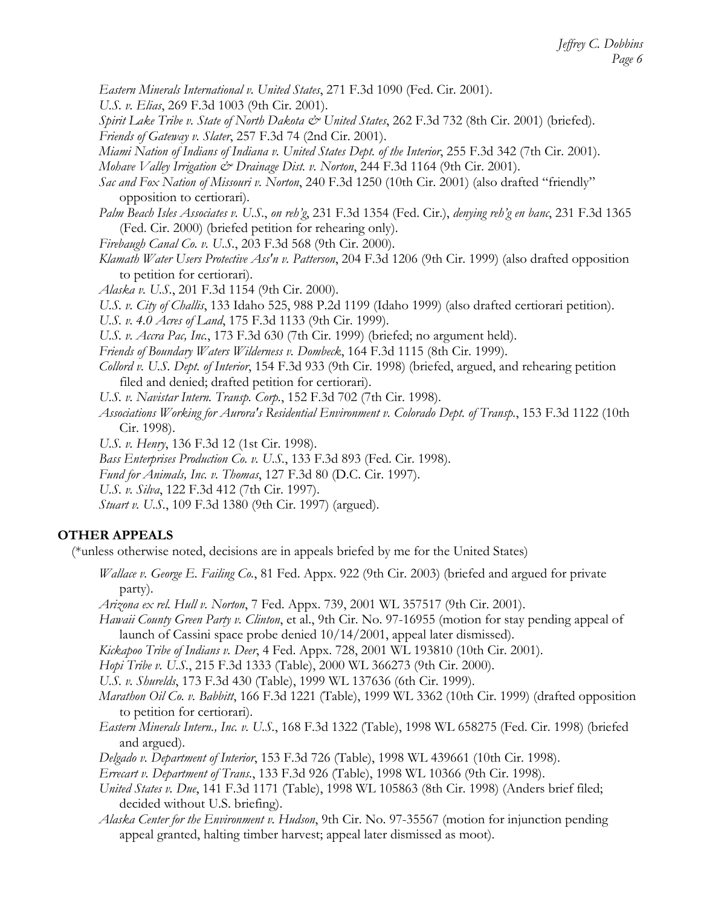*Eastern Minerals International v. United States*, 271 F.3d 1090 (Fed. Cir. 2001).
*U.S. v. Elias*, 269 F.3d 1003 (9th Cir. 2001).
*Spirit Lake Tribe v. State of North Dakota & United States*, 262 F.3d 732 (8th Cir. 2001) (briefed).
*Friends of Gateway v. Slater*, 257 F.3d 74 (2nd Cir. 2001).
*Miami Nation of Indians of Indiana v. United States Dept. of the Interior*, 255 F.3d 342 (7th Cir. 2001).
*Mohave Valley Irrigation & Drainage Dist. v. Norton*, 244 F.3d 1164 (9th Cir. 2001).
*Sac and Fox Nation of Missouri v. Norton*, 240 F.3d 1250 (10th Cir. 2001) (also drafted "friendly" opposition to certiorari).
*Palm Beach Isles Associates v. U.S.*, *on reh'g*, 231 F.3d 1354 (Fed. Cir.), *denying reh'g en banc*, 231 F.3d 1365 (Fed. Cir. 2000) (briefed petition for rehearing only).
*Firebaugh Canal Co. v. U.S.*, 203 F.3d 568 (9th Cir. 2000).
*Klamath Water Users Protective Ass'n v. Patterson*, 204 F.3d 1206 (9th Cir. 1999) (also drafted opposition to petition for certiorari).
*Alaska v. U.S.*, 201 F.3d 1154 (9th Cir. 2000).
*U.S. v. City of Challis*, 133 Idaho 525, 988 P.2d 1199 (Idaho 1999) (also drafted certiorari petition).
*U.S. v. 4.0 Acres of Land*, 175 F.3d 1133 (9th Cir. 1999).
*U.S. v. Accra Pac, Inc.*, 173 F.3d 630 (7th Cir. 1999) (briefed; no argument held).
*Friends of Boundary Waters Wilderness v. Dombeck*, 164 F.3d 1115 (8th Cir. 1999).
*Collord v. U.S. Dept. of Interior*, 154 F.3d 933 (9th Cir. 1998) (briefed, argued, and rehearing petition filed and denied; drafted petition for certiorari).
*U.S. v. Navistar Intern. Transp. Corp.*, 152 F.3d 702 (7th Cir. 1998).
*Associations Working for Aurora's Residential Environment v. Colorado Dept. of Transp.*, 153 F.3d 1122 (10th Cir. 1998).
*U.S. v. Henry*, 136 F.3d 12 (1st Cir. 1998).
*Bass Enterprises Production Co. v. U.S.*, 133 F.3d 893 (Fed. Cir. 1998).
*Fund for Animals, Inc. v. Thomas*, 127 F.3d 80 (D.C. Cir. 1997).
*U.S. v. Silva*, 122 F.3d 412 (7th Cir. 1997).
*Stuart v. U.S.*, 109 F.3d 1380 (9th Cir. 1997) (argued).

## OTHER APPEALS

(*unless otherwise noted, decisions are in appeals briefed by me for the United States)

*Wallace v. George E. Failing Co.*, 81 Fed. Appx. 922 (9th Cir. 2003) (briefed and argued for private party).
*Arizona ex rel. Hull v. Norton*, 7 Fed. Appx. 739, 2001 WL 357517 (9th Cir. 2001).
*Hawaii County Green Party v. Clinton*, et al., 9th Cir. No. 97-16955 (motion for stay pending appeal of launch of Cassini space probe denied 10/14/2001, appeal later dismissed).
*Kickapoo Tribe of Indians v. Deer*, 4 Fed. Appx. 728, 2001 WL 193810 (10th Cir. 2001).
*Hopi Tribe v. U.S.*, 215 F.3d 1333 (Table), 2000 WL 366273 (9th Cir. 2000).
*U.S. v. Shurelds*, 173 F.3d 430 (Table), 1999 WL 137636 (6th Cir. 1999).
*Marathon Oil Co. v. Babbitt*, 166 F.3d 1221 (Table), 1999 WL 3362 (10th Cir. 1999) (drafted opposition to petition for certiorari).
*Eastern Minerals Intern., Inc. v. U.S.*, 168 F.3d 1322 (Table), 1998 WL 658275 (Fed. Cir. 1998) (briefed and argued).
*Delgado v. Department of Interior*, 153 F.3d 726 (Table), 1998 WL 439661 (10th Cir. 1998).
*Errecart v. Department of Trans.*, 133 F.3d 926 (Table), 1998 WL 10366 (9th Cir. 1998).
*United States v. Due*, 141 F.3d 1171 (Table), 1998 WL 105863 (8th Cir. 1998) (Anders brief filed; decided without U.S. briefing).
*Alaska Center for the Environment v. Hudson*, 9th Cir. No. 97-35567 (motion for injunction pending appeal granted, halting timber harvest; appeal later dismissed as moot).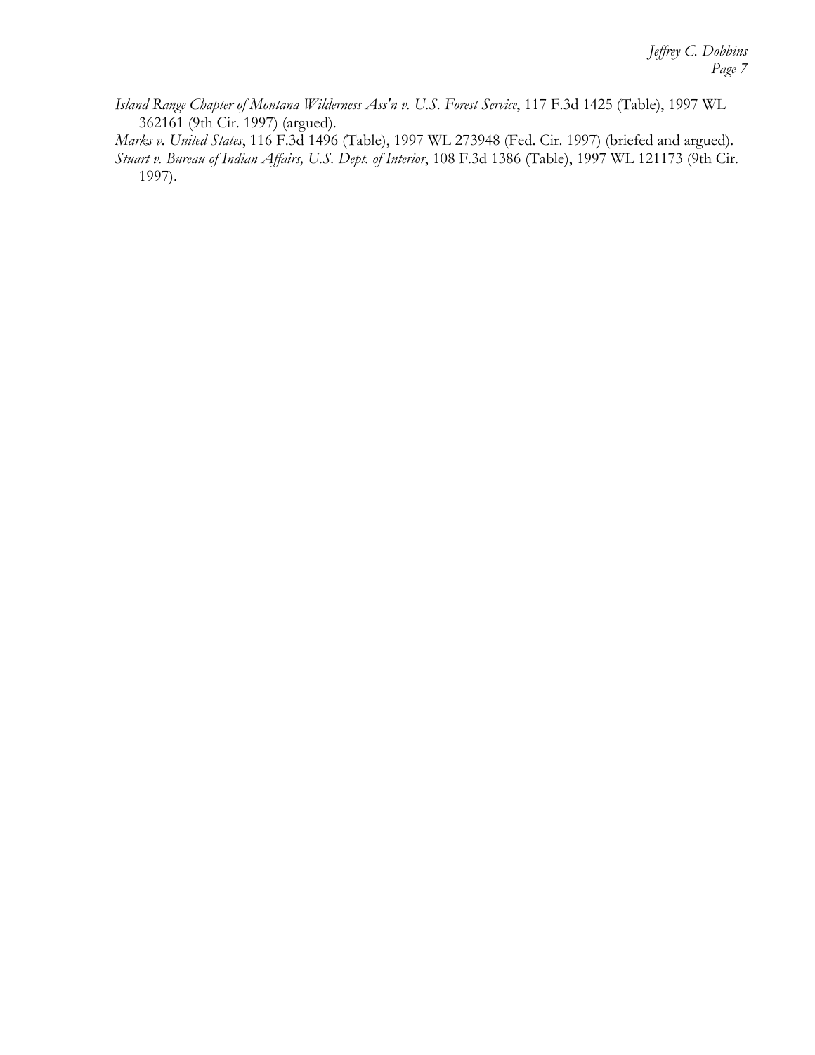*Island Range Chapter of Montana Wilderness Ass'n v. U.S. Forest Service*, 117 F.3d 1425 (Table), 1997 WL 362161 (9th Cir. 1997) (argued).

*Marks v. United States*, 116 F.3d 1496 (Table), 1997 WL 273948 (Fed. Cir. 1997) (briefed and argued).

*Stuart v. Bureau of Indian Affairs, U.S. Dept. of Interior*, 108 F.3d 1386 (Table), 1997 WL 121173 (9th Cir. 1997).